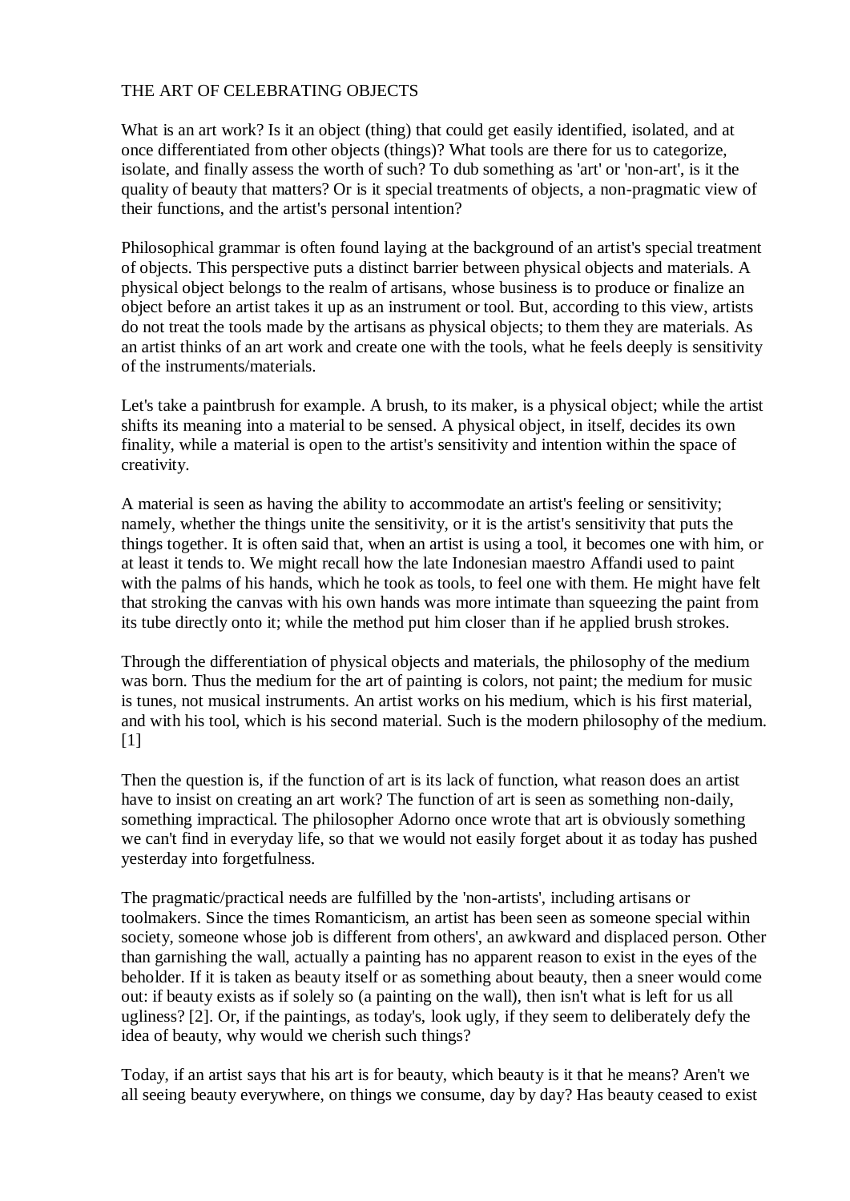# THE ART OF CELEBRATING OBJECTS

What is an art work? Is it an object (thing) that could get easily identified, isolated, and at once differentiated from other objects (things)? What tools are there for us to categorize, isolate, and finally assess the worth of such? To dub something as 'art' or 'non-art', is it the quality of beauty that matters? Or is it special treatments of objects, a non-pragmatic view of their functions, and the artist's personal intention?

Philosophical grammar is often found laying at the background of an artist's special treatment of objects. This perspective puts a distinct barrier between physical objects and materials. A physical object belongs to the realm of artisans, whose business is to produce or finalize an object before an artist takes it up as an instrument or tool. But, according to this view, artists do not treat the tools made by the artisans as physical objects; to them they are materials. As an artist thinks of an art work and create one with the tools, what he feels deeply is sensitivity of the instruments/materials.

Let's take a paintbrush for example. A brush, to its maker, is a physical object; while the artist shifts its meaning into a material to be sensed. A physical object, in itself, decides its own finality, while a material is open to the artist's sensitivity and intention within the space of creativity.

A material is seen as having the ability to accommodate an artist's feeling or sensitivity; namely, whether the things unite the sensitivity, or it is the artist's sensitivity that puts the things together. It is often said that, when an artist is using a tool, it becomes one with him, or at least it tends to. We might recall how the late Indonesian maestro Affandi used to paint with the palms of his hands, which he took as tools, to feel one with them. He might have felt that stroking the canvas with his own hands was more intimate than squeezing the paint from its tube directly onto it; while the method put him closer than if he applied brush strokes.

Through the differentiation of physical objects and materials, the philosophy of the medium was born. Thus the medium for the art of painting is colors, not paint; the medium for music is tunes, not musical instruments. An artist works on his medium, which is his first material, and with his tool, which is his second material. Such is the modern philosophy of the medium. [1]

Then the question is, if the function of art is its lack of function, what reason does an artist have to insist on creating an art work? The function of art is seen as something non-daily, something impractical. The philosopher Adorno once wrote that art is obviously something we can't find in everyday life, so that we would not easily forget about it as today has pushed yesterday into forgetfulness.

The pragmatic/practical needs are fulfilled by the 'non-artists', including artisans or toolmakers. Since the times Romanticism, an artist has been seen as someone special within society, someone whose job is different from others', an awkward and displaced person. Other than garnishing the wall, actually a painting has no apparent reason to exist in the eyes of the beholder. If it is taken as beauty itself or as something about beauty, then a sneer would come out: if beauty exists as if solely so (a painting on the wall), then isn't what is left for us all ugliness? [2]. Or, if the paintings, as today's, look ugly, if they seem to deliberately defy the idea of beauty, why would we cherish such things?

Today, if an artist says that his art is for beauty, which beauty is it that he means? Aren't we all seeing beauty everywhere, on things we consume, day by day? Has beauty ceased to exist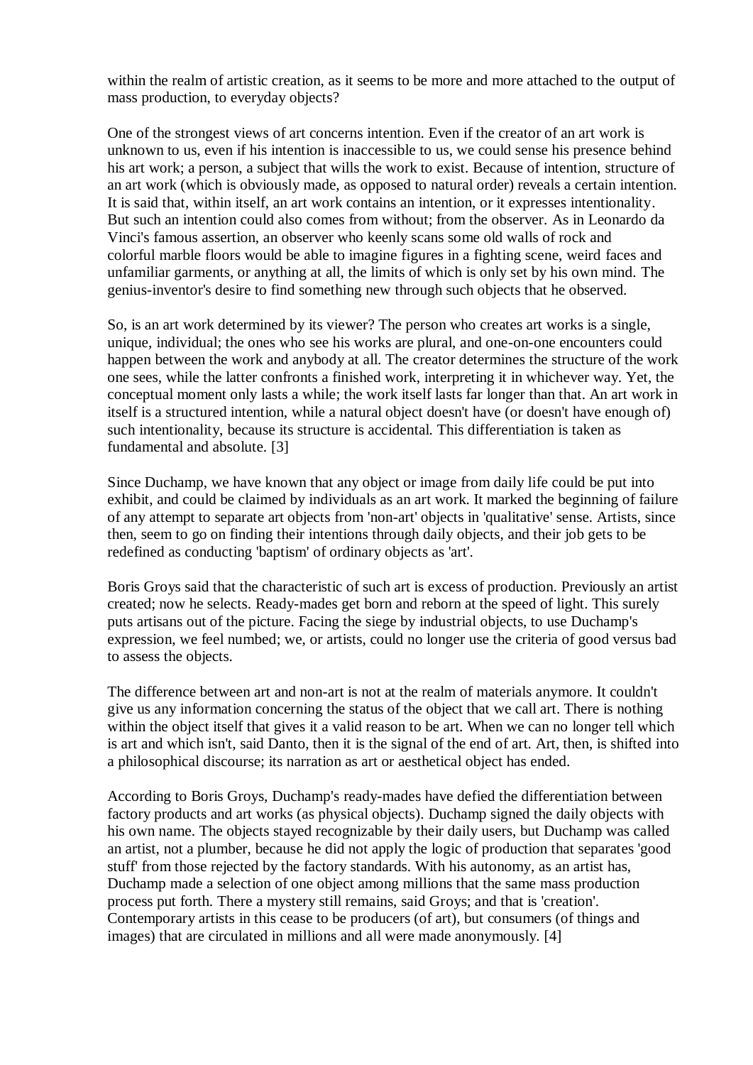within the realm of artistic creation, as it seems to be more and more attached to the output of mass production, to everyday objects?

One of the strongest views of art concerns intention. Even if the creator of an art work is unknown to us, even if his intention is inaccessible to us, we could sense his presence behind his art work; a person, a subject that wills the work to exist. Because of intention, structure of an art work (which is obviously made, as opposed to natural order) reveals a certain intention. It is said that, within itself, an art work contains an intention, or it expresses intentionality. But such an intention could also comes from without; from the observer. As in Leonardo da Vinci's famous assertion, an observer who keenly scans some old walls of rock and colorful marble floors would be able to imagine figures in a fighting scene, weird faces and unfamiliar garments, or anything at all, the limits of which is only set by his own mind. The genius-inventor's desire to find something new through such objects that he observed.

So, is an art work determined by its viewer? The person who creates art works is a single, unique, individual; the ones who see his works are plural, and one-on-one encounters could happen between the work and anybody at all. The creator determines the structure of the work one sees, while the latter confronts a finished work, interpreting it in whichever way. Yet, the conceptual moment only lasts a while; the work itself lasts far longer than that. An art work in itself is a structured intention, while a natural object doesn't have (or doesn't have enough of) such intentionality, because its structure is accidental. This differentiation is taken as fundamental and absolute. [3]

Since Duchamp, we have known that any object or image from daily life could be put into exhibit, and could be claimed by individuals as an art work. It marked the beginning of failure of any attempt to separate art objects from 'non-art' objects in 'qualitative' sense. Artists, since then, seem to go on finding their intentions through daily objects, and their job gets to be redefined as conducting 'baptism' of ordinary objects as 'art'.

Boris Groys said that the characteristic of such art is excess of production. Previously an artist created; now he selects. Ready-mades get born and reborn at the speed of light. This surely puts artisans out of the picture. Facing the siege by industrial objects, to use Duchamp's expression, we feel numbed; we, or artists, could no longer use the criteria of good versus bad to assess the objects.

The difference between art and non-art is not at the realm of materials anymore. It couldn't give us any information concerning the status of the object that we call art. There is nothing within the object itself that gives it a valid reason to be art. When we can no longer tell which is art and which isn't, said Danto, then it is the signal of the end of art. Art, then, is shifted into a philosophical discourse; its narration as art or aesthetical object has ended.

According to Boris Groys, Duchamp's ready-mades have defied the differentiation between factory products and art works (as physical objects). Duchamp signed the daily objects with his own name. The objects stayed recognizable by their daily users, but Duchamp was called an artist, not a plumber, because he did not apply the logic of production that separates 'good stuff' from those rejected by the factory standards. With his autonomy, as an artist has, Duchamp made a selection of one object among millions that the same mass production process put forth. There a mystery still remains, said Groys; and that is 'creation'. Contemporary artists in this cease to be producers (of art), but consumers (of things and images) that are circulated in millions and all were made anonymously. [4]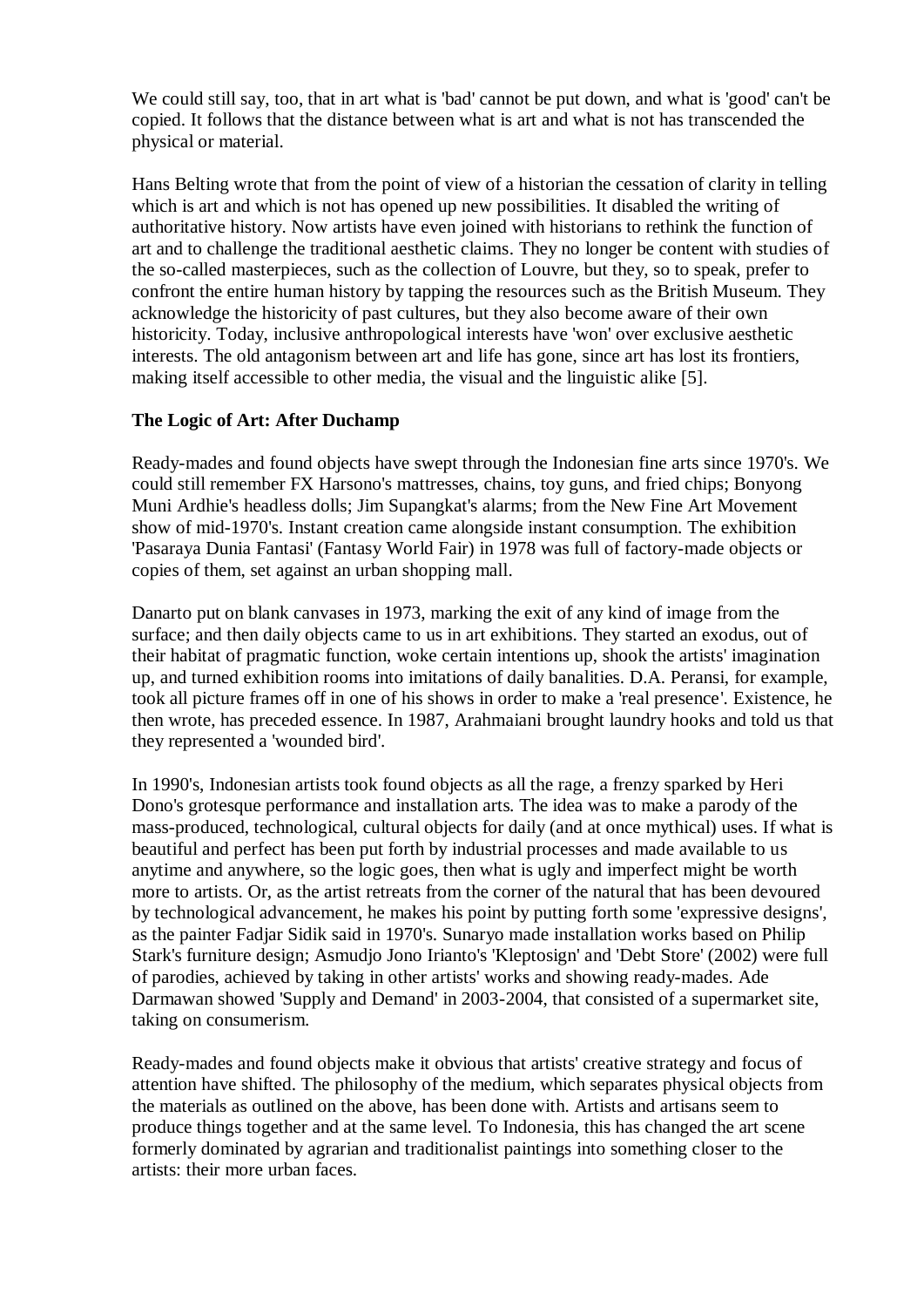We could still say, too, that in art what is 'bad' cannot be put down, and what is 'good' can't be copied. It follows that the distance between what is art and what is not has transcended the physical or material.

Hans Belting wrote that from the point of view of a historian the cessation of clarity in telling which is art and which is not has opened up new possibilities. It disabled the writing of authoritative history. Now artists have even joined with historians to rethink the function of art and to challenge the traditional aesthetic claims. They no longer be content with studies of the so-called masterpieces, such as the collection of Louvre, but they, so to speak, prefer to confront the entire human history by tapping the resources such as the British Museum. They acknowledge the historicity of past cultures, but they also become aware of their own historicity. Today, inclusive anthropological interests have 'won' over exclusive aesthetic interests. The old antagonism between art and life has gone, since art has lost its frontiers, making itself accessible to other media, the visual and the linguistic alike [5].

**The Logic of Art: After Duchamp**

Ready-mades and found objects have swept through the Indonesian fine arts since 1970's. We could still remember FX Harsono's mattresses, chains, toy guns, and fried chips; Bonyong Muni Ardhie's headless dolls; Jim Supangkat's alarms; from the New Fine Art Movement show of mid-1970's. Instant creation came alongside instant consumption. The exhibition 'Pasaraya Dunia Fantasi' (Fantasy World Fair) in 1978 was full of factory-made objects or copies of them, set against an urban shopping mall.

Danarto put on blank canvases in 1973, marking the exit of any kind of image from the surface; and then daily objects came to us in art exhibitions. They started an exodus, out of their habitat of pragmatic function, woke certain intentions up, shook the artists' imagination up, and turned exhibition rooms into imitations of daily banalities. D.A. Peransi, for example, took all picture frames off in one of his shows in order to make a 'real presence'. Existence, he then wrote, has preceded essence. In 1987, Arahmaiani brought laundry hooks and told us that they represented a 'wounded bird'.

In 1990's, Indonesian artists took found objects as all the rage, a frenzy sparked by Heri Dono's grotesque performance and installation arts. The idea was to make a parody of the mass-produced, technological, cultural objects for daily (and at once mythical) uses. If what is beautiful and perfect has been put forth by industrial processes and made available to us anytime and anywhere, so the logic goes, then what is ugly and imperfect might be worth more to artists. Or, as the artist retreats from the corner of the natural that has been devoured by technological advancement, he makes his point by putting forth some 'expressive designs', as the painter Fadjar Sidik said in 1970's. Sunaryo made installation works based on Philip Stark's furniture design; Asmudjo Jono Irianto's 'Kleptosign' and 'Debt Store' (2002) were full of parodies, achieved by taking in other artists' works and showing ready-mades. Ade Darmawan showed 'Supply and Demand' in 2003-2004, that consisted of a supermarket site, taking on consumerism.

Ready-mades and found objects make it obvious that artists' creative strategy and focus of attention have shifted. The philosophy of the medium, which separates physical objects from the materials as outlined on the above, has been done with. Artists and artisans seem to produce things together and at the same level. To Indonesia, this has changed the art scene formerly dominated by agrarian and traditionalist paintings into something closer to the artists: their more urban faces.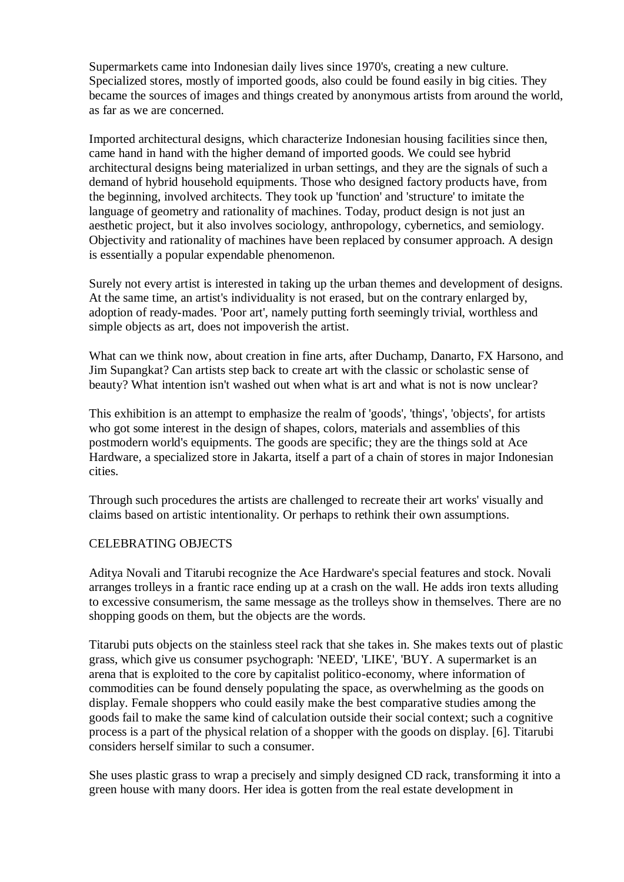Supermarkets came into Indonesian daily lives since 1970's, creating a new culture. Specialized stores, mostly of imported goods, also could be found easily in big cities. They became the sources of images and things created by anonymous artists from around the world, as far as we are concerned.

Imported architectural designs, which characterize Indonesian housing facilities since then, came hand in hand with the higher demand of imported goods. We could see hybrid architectural designs being materialized in urban settings, and they are the signals of such a demand of hybrid household equipments. Those who designed factory products have, from the beginning, involved architects. They took up 'function' and 'structure' to imitate the language of geometry and rationality of machines. Today, product design is not just an aesthetic project, but it also involves sociology, anthropology, cybernetics, and semiology. Objectivity and rationality of machines have been replaced by consumer approach. A design is essentially a popular expendable phenomenon.

Surely not every artist is interested in taking up the urban themes and development of designs. At the same time, an artist's individuality is not erased, but on the contrary enlarged by, adoption of ready-mades. 'Poor art', namely putting forth seemingly trivial, worthless and simple objects as art, does not impoverish the artist.

What can we think now, about creation in fine arts, after Duchamp, Danarto, FX Harsono, and Jim Supangkat? Can artists step back to create art with the classic or scholastic sense of beauty? What intention isn't washed out when what is art and what is not is now unclear?

This exhibition is an attempt to emphasize the realm of 'goods', 'things', 'objects', for artists who got some interest in the design of shapes, colors, materials and assemblies of this postmodern world's equipments. The goods are specific; they are the things sold at Ace Hardware, a specialized store in Jakarta, itself a part of a chain of stores in major Indonesian cities.

Through such procedures the artists are challenged to recreate their art works' visually and claims based on artistic intentionality. Or perhaps to rethink their own assumptions.

## CELEBRATING OBJECTS

Aditya Novali and Titarubi recognize the Ace Hardware's special features and stock. Novali arranges trolleys in a frantic race ending up at a crash on the wall. He adds iron texts alluding to excessive consumerism, the same message as the trolleys show in themselves. There are no shopping goods on them, but the objects are the words.

Titarubi puts objects on the stainless steel rack that she takes in. She makes texts out of plastic grass, which give us consumer psychograph: 'NEED', 'LIKE', 'BUY. A supermarket is an arena that is exploited to the core by capitalist politico-economy, where information of commodities can be found densely populating the space, as overwhelming as the goods on display. Female shoppers who could easily make the best comparative studies among the goods fail to make the same kind of calculation outside their social context; such a cognitive process is a part of the physical relation of a shopper with the goods on display. [6]. Titarubi considers herself similar to such a consumer.

She uses plastic grass to wrap a precisely and simply designed CD rack, transforming it into a green house with many doors. Her idea is gotten from the real estate development in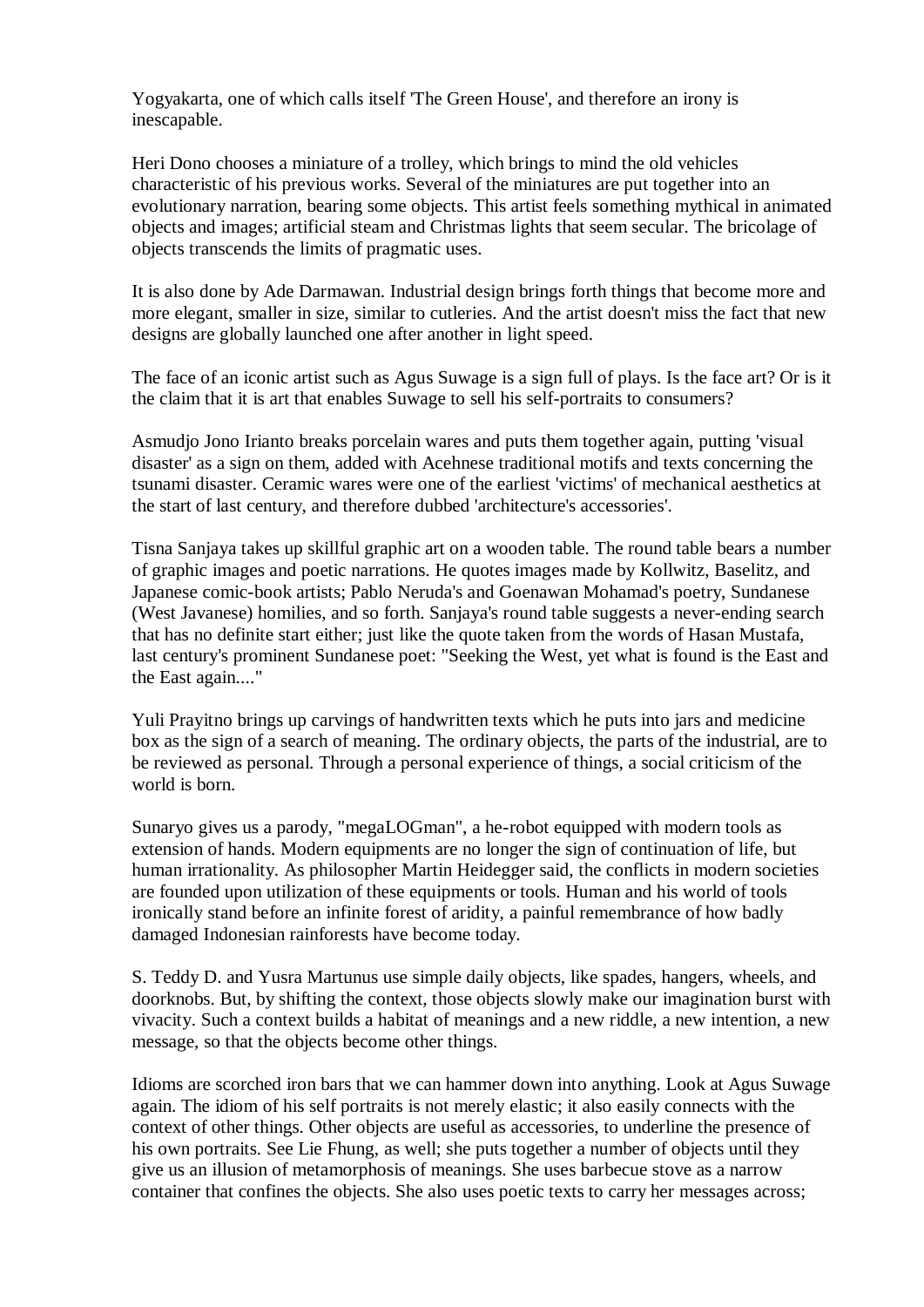Yogyakarta, one of which calls itself 'The Green House', and therefore an irony is inescapable.

Heri Dono chooses a miniature of a trolley, which brings to mind the old vehicles characteristic of his previous works. Several of the miniatures are put together into an evolutionary narration, bearing some objects. This artist feels something mythical in animated objects and images; artificial steam and Christmas lights that seem secular. The bricolage of objects transcends the limits of pragmatic uses.

It is also done by Ade Darmawan. Industrial design brings forth things that become more and more elegant, smaller in size, similar to cutleries. And the artist doesn't miss the fact that new designs are globally launched one after another in light speed.

The face of an iconic artist such as Agus Suwage is a sign full of plays. Is the face art? Or is it the claim that it is art that enables Suwage to sell his self-portraits to consumers?

Asmudjo Jono Irianto breaks porcelain wares and puts them together again, putting 'visual disaster' as a sign on them, added with Acehnese traditional motifs and texts concerning the tsunami disaster. Ceramic wares were one of the earliest 'victims' of mechanical aesthetics at the start of last century, and therefore dubbed 'architecture's accessories'.

Tisna Sanjaya takes up skillful graphic art on a wooden table. The round table bears a number of graphic images and poetic narrations. He quotes images made by Kollwitz, Baselitz, and Japanese comic-book artists; Pablo Neruda's and Goenawan Mohamad's poetry, Sundanese (West Javanese) homilies, and so forth. Sanjaya's round table suggests a never-ending search that has no definite start either; just like the quote taken from the words of Hasan Mustafa, last century's prominent Sundanese poet: "Seeking the West, yet what is found is the East and the East again...."

Yuli Prayitno brings up carvings of handwritten texts which he puts into jars and medicine box as the sign of a search of meaning. The ordinary objects, the parts of the industrial, are to be reviewed as personal. Through a personal experience of things, a social criticism of the world is born.

Sunaryo gives us a parody, "megaLOGman", a he-robot equipped with modern tools as extension of hands. Modern equipments are no longer the sign of continuation of life, but human irrationality. As philosopher Martin Heidegger said, the conflicts in modern societies are founded upon utilization of these equipments or tools. Human and his world of tools ironically stand before an infinite forest of aridity, a painful remembrance of how badly damaged Indonesian rainforests have become today.

S. Teddy D. and Yusra Martunus use simple daily objects, like spades, hangers, wheels, and doorknobs. But, by shifting the context, those objects slowly make our imagination burst with vivacity. Such a context builds a habitat of meanings and a new riddle, a new intention, a new message, so that the objects become other things.

Idioms are scorched iron bars that we can hammer down into anything. Look at Agus Suwage again. The idiom of his self portraits is not merely elastic; it also easily connects with the context of other things. Other objects are useful as accessories, to underline the presence of his own portraits. See Lie Fhung, as well; she puts together a number of objects until they give us an illusion of metamorphosis of meanings. She uses barbecue stove as a narrow container that confines the objects. She also uses poetic texts to carry her messages across;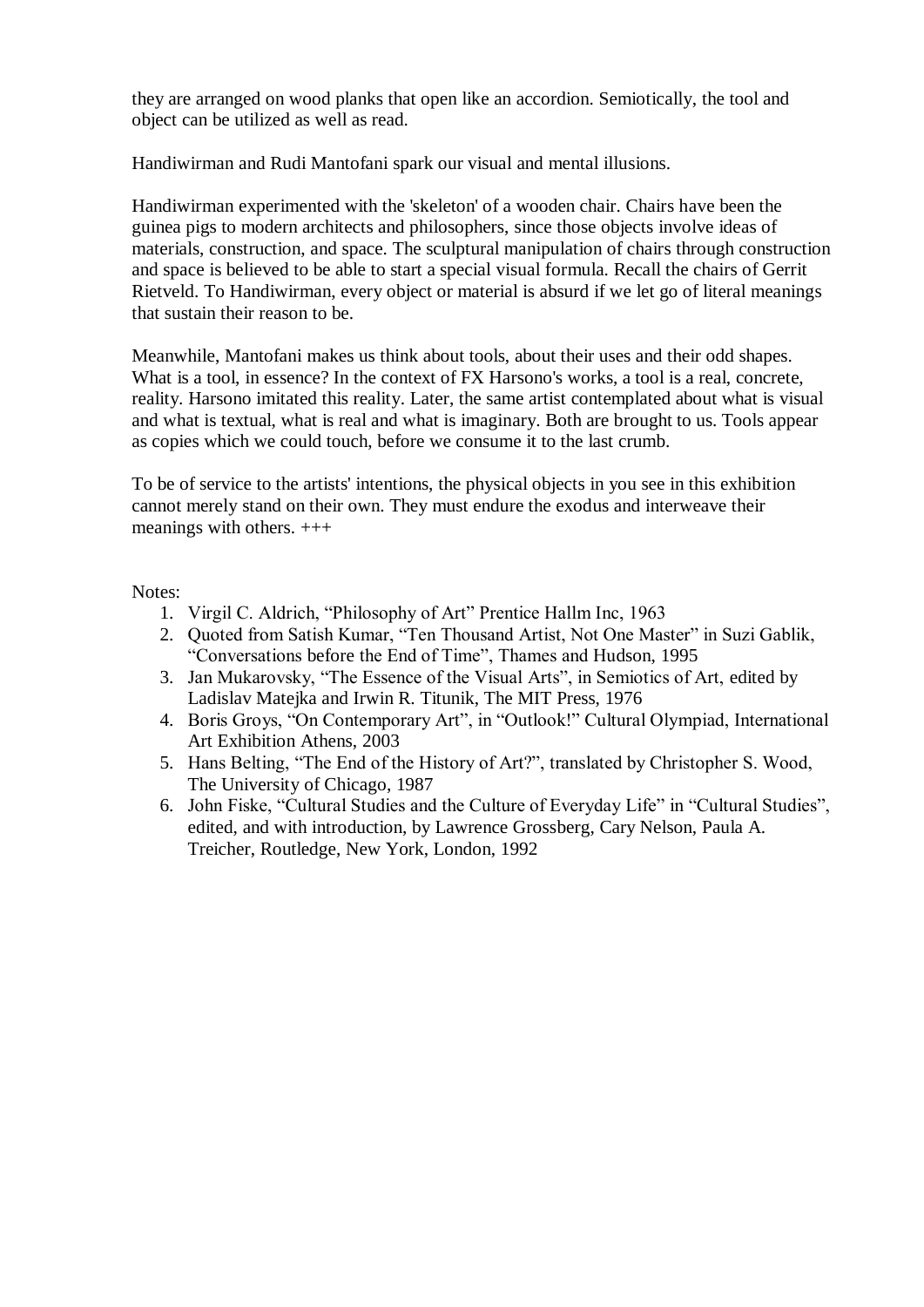they are arranged on wood planks that open like an accordion. Semiotically, the tool and object can be utilized as well as read.

Handiwirman and Rudi Mantofani spark our visual and mental illusions.

Handiwirman experimented with the 'skeleton' of a wooden chair. Chairs have been the guinea pigs to modern architects and philosophers, since those objects involve ideas of materials, construction, and space. The sculptural manipulation of chairs through construction and space is believed to be able to start a special visual formula. Recall the chairs of Gerrit Rietveld. To Handiwirman, every object or material is absurd if we let go of literal meanings that sustain their reason to be.

Meanwhile, Mantofani makes us think about tools, about their uses and their odd shapes. What is a tool, in essence? In the context of FX Harsono's works, a tool is a real, concrete, reality. Harsono imitated this reality. Later, the same artist contemplated about what is visual and what is textual, what is real and what is imaginary. Both are brought to us. Tools appear as copies which we could touch, before we consume it to the last crumb.

To be of service to the artists' intentions, the physical objects in you see in this exhibition cannot merely stand on their own. They must endure the exodus and interweave their meanings with others. +++

Notes:

1. Virgil C. Aldrich, "Philosophy of Art" Prentice Hallm Inc, 1963
2. Quoted from Satish Kumar, "Ten Thousand Artist, Not One Master" in Suzi Gablik, "Conversations before the End of Time", Thames and Hudson, 1995
3. Jan Mukarovsky, "The Essence of the Visual Arts", in Semiotics of Art, edited by Ladislav Matejka and Irwin R. Titunik, The MIT Press, 1976
4. Boris Groys, "On Contemporary Art", in "Outlook!" Cultural Olympiad, International Art Exhibition Athens, 2003
5. Hans Belting, "The End of the History of Art?", translated by Christopher S. Wood, The University of Chicago, 1987
6. John Fiske, "Cultural Studies and the Culture of Everyday Life" in "Cultural Studies", edited, and with introduction, by Lawrence Grossberg, Cary Nelson, Paula A. Treicher, Routledge, New York, London, 1992